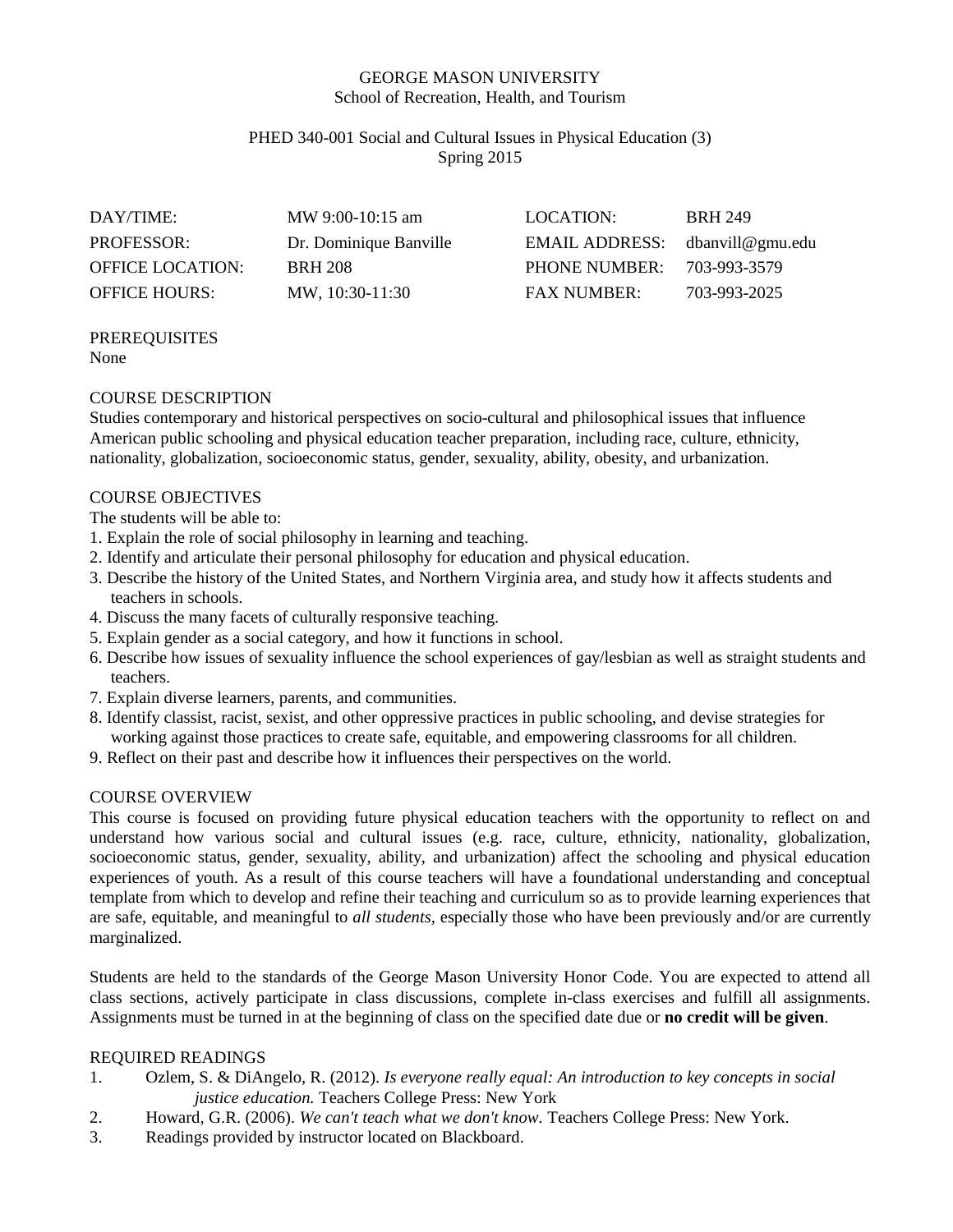GEORGE MASON UNIVERSITY
School of Recreation, Health, and Tourism

PHED 340-001 Social and Cultural Issues in Physical Education (3)
Spring 2015

| | | | |
|---|---|---|---|
| DAY/TIME: | MW 9:00-10:15 am | LOCATION: | BRH 249 |
| PROFESSOR: | Dr. Dominique Banville | EMAIL ADDRESS: | dbanvill@gmu.edu |
| OFFICE LOCATION: | BRH 208 | PHONE NUMBER: | 703-993-3579 |
| OFFICE HOURS: | MW, 10:30-11:30 | FAX NUMBER: | 703-993-2025 |

## PREREQUISITES

None

## COURSE DESCRIPTION

Studies contemporary and historical perspectives on socio-cultural and philosophical issues that influence American public schooling and physical education teacher preparation, including race, culture, ethnicity, nationality, globalization, socioeconomic status, gender, sexuality, ability, obesity, and urbanization.

## COURSE OBJECTIVES

The students will be able to:

1. Explain the role of social philosophy in learning and teaching.
2. Identify and articulate their personal philosophy for education and physical education.
3. Describe the history of the United States, and Northern Virginia area, and study how it affects students and teachers in schools.
4. Discuss the many facets of culturally responsive teaching.
5. Explain gender as a social category, and how it functions in school.
6. Describe how issues of sexuality influence the school experiences of gay/lesbian as well as straight students and teachers.
7. Explain diverse learners, parents, and communities.
8. Identify classist, racist, sexist, and other oppressive practices in public schooling, and devise strategies for working against those practices to create safe, equitable, and empowering classrooms for all children.
9. Reflect on their past and describe how it influences their perspectives on the world.

## COURSE OVERVIEW

This course is focused on providing future physical education teachers with the opportunity to reflect on and understand how various social and cultural issues (e.g. race, culture, ethnicity, nationality, globalization, socioeconomic status, gender, sexuality, ability, and urbanization) affect the schooling and physical education experiences of youth. As a result of this course teachers will have a foundational understanding and conceptual template from which to develop and refine their teaching and curriculum so as to provide learning experiences that are safe, equitable, and meaningful to *all students*, especially those who have been previously and/or are currently marginalized.

Students are held to the standards of the George Mason University Honor Code. You are expected to attend all class sections, actively participate in class discussions, complete in-class exercises and fulfill all assignments. Assignments must be turned in at the beginning of class on the specified date due or **no credit will be given**.

## REQUIRED READINGS

1. Ozlem, S. & DiAngelo, R. (2012). *Is everyone really equal: An introduction to key concepts in social justice education.* Teachers College Press: New York
2. Howard, G.R. (2006). *We can't teach what we don't know.* Teachers College Press: New York.
3. Readings provided by instructor located on Blackboard.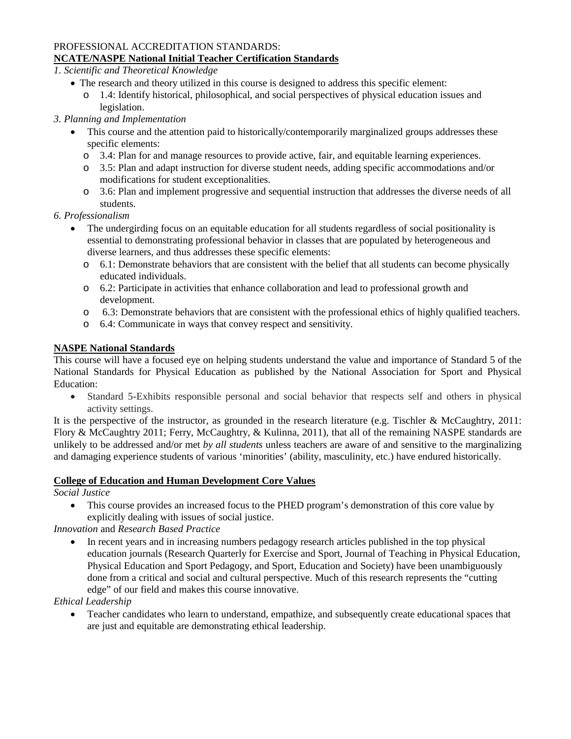PROFESSIONAL ACCREDITATION STANDARDS:

**NCATE/NASPE National Initial Teacher Certification Standards**

*1. Scientific and Theoretical Knowledge*

- The research and theory utilized in this course is designed to address this specific element:
  - 1.4: Identify historical, philosophical, and social perspectives of physical education issues and legislation.

*3. Planning and Implementation*

- This course and the attention paid to historically/contemporarily marginalized groups addresses these specific elements:
  - 3.4: Plan for and manage resources to provide active, fair, and equitable learning experiences.
  - 3.5: Plan and adapt instruction for diverse student needs, adding specific accommodations and/or modifications for student exceptionalities.
  - 3.6: Plan and implement progressive and sequential instruction that addresses the diverse needs of all students.

*6. Professionalism*

- The undergirding focus on an equitable education for all students regardless of social positionality is essential to demonstrating professional behavior in classes that are populated by heterogeneous and diverse learners, and thus addresses these specific elements:
  - 6.1: Demonstrate behaviors that are consistent with the belief that all students can become physically educated individuals.
  - 6.2: Participate in activities that enhance collaboration and lead to professional growth and development.
  - 6.3: Demonstrate behaviors that are consistent with the professional ethics of highly qualified teachers.
  - 6.4: Communicate in ways that convey respect and sensitivity.

**NASPE National Standards**

This course will have a focused eye on helping students understand the value and importance of Standard 5 of the National Standards for Physical Education as published by the National Association for Sport and Physical Education:

- Standard 5-Exhibits responsible personal and social behavior that respects self and others in physical activity settings.

It is the perspective of the instructor, as grounded in the research literature (e.g. Tischler & McCaughtry, 2011: Flory & McCaughtry 2011; Ferry, McCaughtry, & Kulinna, 2011), that all of the remaining NASPE standards are unlikely to be addressed and/or met *by all students* unless teachers are aware of and sensitive to the marginalizing and damaging experience students of various 'minorities' (ability, masculinity, etc.) have endured historically.

**College of Education and Human Development Core Values**

*Social Justice*

- This course provides an increased focus to the PHED program's demonstration of this core value by explicitly dealing with issues of social justice.

*Innovation* and *Research Based Practice*

- In recent years and in increasing numbers pedagogy research articles published in the top physical education journals (Research Quarterly for Exercise and Sport, Journal of Teaching in Physical Education, Physical Education and Sport Pedagogy, and Sport, Education and Society) have been unambiguously done from a critical and social and cultural perspective. Much of this research represents the "cutting edge" of our field and makes this course innovative.

*Ethical Leadership*

- Teacher candidates who learn to understand, empathize, and subsequently create educational spaces that are just and equitable are demonstrating ethical leadership.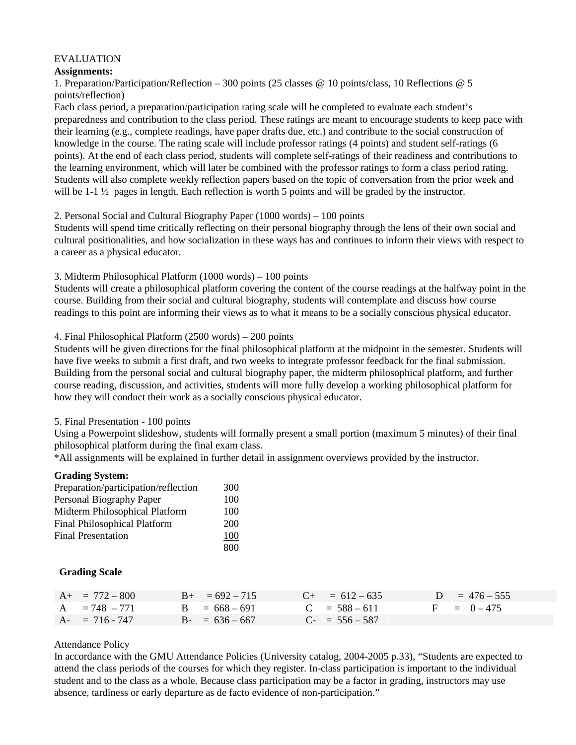EVALUATION

**Assignments:**

1. Preparation/Participation/Reflection – 300 points (25 classes @ 10 points/class, 10 Reflections @ 5 points/reflection)

Each class period, a preparation/participation rating scale will be completed to evaluate each student's preparedness and contribution to the class period. These ratings are meant to encourage students to keep pace with their learning (e.g., complete readings, have paper drafts due, etc.) and contribute to the social construction of knowledge in the course. The rating scale will include professor ratings (4 points) and student self-ratings (6 points). At the end of each class period, students will complete self-ratings of their readiness and contributions to the learning environment, which will later be combined with the professor ratings to form a class period rating. Students will also complete weekly reflection papers based on the topic of conversation from the prior week and will be 1-1 ½ pages in length. Each reflection is worth 5 points and will be graded by the instructor.

2. Personal Social and Cultural Biography Paper (1000 words) – 100 points

Students will spend time critically reflecting on their personal biography through the lens of their own social and cultural positionalities, and how socialization in these ways has and continues to inform their views with respect to a career as a physical educator.

3. Midterm Philosophical Platform (1000 words) – 100 points

Students will create a philosophical platform covering the content of the course readings at the halfway point in the course. Building from their social and cultural biography, students will contemplate and discuss how course readings to this point are informing their views as to what it means to be a socially conscious physical educator.

4. Final Philosophical Platform (2500 words) – 200 points

Students will be given directions for the final philosophical platform at the midpoint in the semester. Students will have five weeks to submit a first draft, and two weeks to integrate professor feedback for the final submission. Building from the personal social and cultural biography paper, the midterm philosophical platform, and further course reading, discussion, and activities, students will more fully develop a working philosophical platform for how they will conduct their work as a socially conscious physical educator.

5. Final Presentation - 100 points

Using a Powerpoint slideshow, students will formally present a small portion (maximum 5 minutes) of their final philosophical platform during the final exam class.

*All assignments will be explained in further detail in assignment overviews provided by the instructor.

**Grading System:**

| | |
|---|---|
| Preparation/participation/reflection | 300 |
| Personal Biography Paper | 100 |
| Midterm Philosophical Platform | 100 |
| Final Philosophical Platform | 200 |
| Final Presentation | 100 |
| | 800 |

**Grading Scale**

| | | | |
|---|---|---|---|
| A+ = 772 – 800 | B+ = 692 – 715 | C+ = 612 – 635 | D = 476 – 555 |
| A = 748 – 771 | B = 668 – 691 | C = 588 – 611 | F = 0 – 475 |
| A- = 716 - 747 | B- = 636 – 667 | C- = 556 – 587 | |

Attendance Policy

In accordance with the GMU Attendance Policies (University catalog, 2004-2005 p.33), "Students are expected to attend the class periods of the courses for which they register. In-class participation is important to the individual student and to the class as a whole. Because class participation may be a factor in grading, instructors may use absence, tardiness or early departure as de facto evidence of non-participation."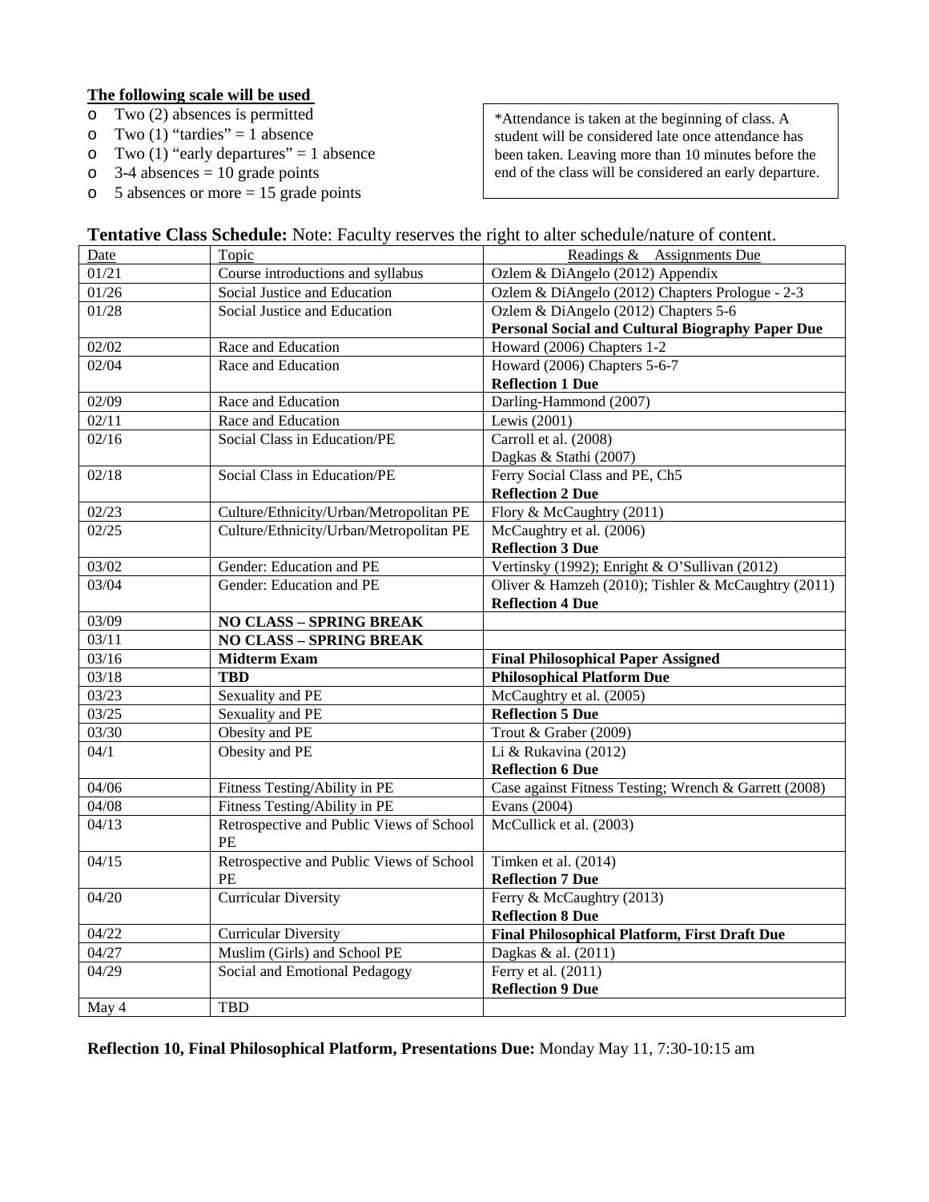**The following scale will be used**

- Two (2) absences is permitted
- Two (1) "tardies" = 1 absence
- Two (1) "early departures" = 1 absence
- 3-4 absences = 10 grade points
- 5 absences or more = 15 grade points

*Attendance is taken at the beginning of class. A student will be considered late once attendance has been taken. Leaving more than 10 minutes before the end of the class will be considered an early departure.

**Tentative Class Schedule:** Note: Faculty reserves the right to alter schedule/nature of content.

| Date | Topic | Readings & Assignments Due |
|---|---|---|
| 01/21 | Course introductions and syllabus | Ozlem & DiAngelo (2012) Appendix |
| 01/26 | Social Justice and Education | Ozlem & DiAngelo (2012) Chapters Prologue - 2-3 |
| 01/28 | Social Justice and Education | Ozlem & DiAngelo (2012) Chapters 5-6<br>**Personal Social and Cultural Biography Paper Due** |
| 02/02 | Race and Education | Howard (2006) Chapters 1-2 |
| 02/04 | Race and Education | Howard (2006) Chapters 5-6-7<br>**Reflection 1 Due** |
| 02/09 | Race and Education | Darling-Hammond (2007) |
| 02/11 | Race and Education | Lewis (2001) |
| 02/16 | Social Class in Education/PE | Carroll et al. (2008)<br>Dagkas & Stathi (2007) |
| 02/18 | Social Class in Education/PE | Ferry Social Class and PE, Ch5<br>**Reflection 2 Due** |
| 02/23 | Culture/Ethnicity/Urban/Metropolitan PE | Flory & McCaughtry (2011) |
| 02/25 | Culture/Ethnicity/Urban/Metropolitan PE | McCaughtry et al. (2006)<br>**Reflection 3 Due** |
| 03/02 | Gender: Education and PE | Vertinsky (1992); Enright & O'Sullivan (2012) |
| 03/04 | Gender: Education and PE | Oliver & Hamzeh (2010); Tishler & McCaughtry (2011)<br>**Reflection 4 Due** |
| 03/09 | **NO CLASS – SPRING BREAK** | |
| 03/11 | **NO CLASS – SPRING BREAK** | |
| 03/16 | **Midterm Exam** | **Final Philosophical Paper Assigned** |
| 03/18 | **TBD** | **Philosophical Platform Due** |
| 03/23 | Sexuality and PE | McCaughtry et al. (2005) |
| 03/25 | Sexuality and PE | **Reflection 5 Due** |
| 03/30 | Obesity and PE | Trout & Graber (2009) |
| 04/1 | Obesity and PE | Li & Rukavina (2012)<br>**Reflection 6 Due** |
| 04/06 | Fitness Testing/Ability in PE | Case against Fitness Testing; Wrench & Garrett (2008) |
| 04/08 | Fitness Testing/Ability in PE | Evans (2004) |
| 04/13 | Retrospective and Public Views of School PE | McCullick et al. (2003) |
| 04/15 | Retrospective and Public Views of School PE | Timken et al. (2014)<br>**Reflection 7 Due** |
| 04/20 | Curricular Diversity | Ferry & McCaughtry (2013)<br>**Reflection 8 Due** |
| 04/22 | Curricular Diversity | **Final Philosophical Platform, First Draft Due** |
| 04/27 | Muslim (Girls) and School PE | Dagkas & al. (2011) |
| 04/29 | Social and Emotional Pedagogy | Ferry et al. (2011)<br>**Reflection 9 Due** |
| May 4 | TBD | |

**Reflection 10, Final Philosophical Platform, Presentations Due:** Monday May 11, 7:30-10:15 am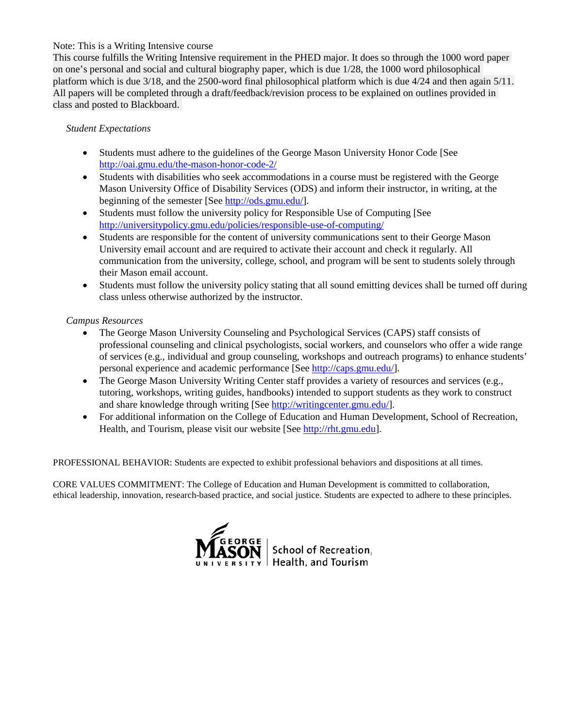Note: This is a Writing Intensive course

This course fulfills the Writing Intensive requirement in the PHED major. It does so through the 1000 word paper on one's personal and social and cultural biography paper, which is due 1/28, the 1000 word philosophical platform which is due 3/18, and the 2500-word final philosophical platform which is due 4/24 and then again 5/11. All papers will be completed through a draft/feedback/revision process to be explained on outlines provided in class and posted to Blackboard.

*Student Expectations*

- Students must adhere to the guidelines of the George Mason University Honor Code [See http://oai.gmu.edu/the-mason-honor-code-2/
- Students with disabilities who seek accommodations in a course must be registered with the George Mason University Office of Disability Services (ODS) and inform their instructor, in writing, at the beginning of the semester [See http://ods.gmu.edu/].
- Students must follow the university policy for Responsible Use of Computing [See http://universitypolicy.gmu.edu/policies/responsible-use-of-computing/
- Students are responsible for the content of university communications sent to their George Mason University email account and are required to activate their account and check it regularly. All communication from the university, college, school, and program will be sent to students solely through their Mason email account.
- Students must follow the university policy stating that all sound emitting devices shall be turned off during class unless otherwise authorized by the instructor.

*Campus Resources*

- The George Mason University Counseling and Psychological Services (CAPS) staff consists of professional counseling and clinical psychologists, social workers, and counselors who offer a wide range of services (e.g., individual and group counseling, workshops and outreach programs) to enhance students' personal experience and academic performance [See http://caps.gmu.edu/].
- The George Mason University Writing Center staff provides a variety of resources and services (e.g., tutoring, workshops, writing guides, handbooks) intended to support students as they work to construct and share knowledge through writing [See http://writingcenter.gmu.edu/].
- For additional information on the College of Education and Human Development, School of Recreation, Health, and Tourism, please visit our website [See http://rht.gmu.edu].

PROFESSIONAL BEHAVIOR: Students are expected to exhibit professional behaviors and dispositions at all times.

CORE VALUES COMMITMENT: The College of Education and Human Development is committed to collaboration, ethical leadership, innovation, research-based practice, and social justice. Students are expected to adhere to these principles.

GEORGE MASON UNIVERSITY | School of Recreation, Health, and Tourism